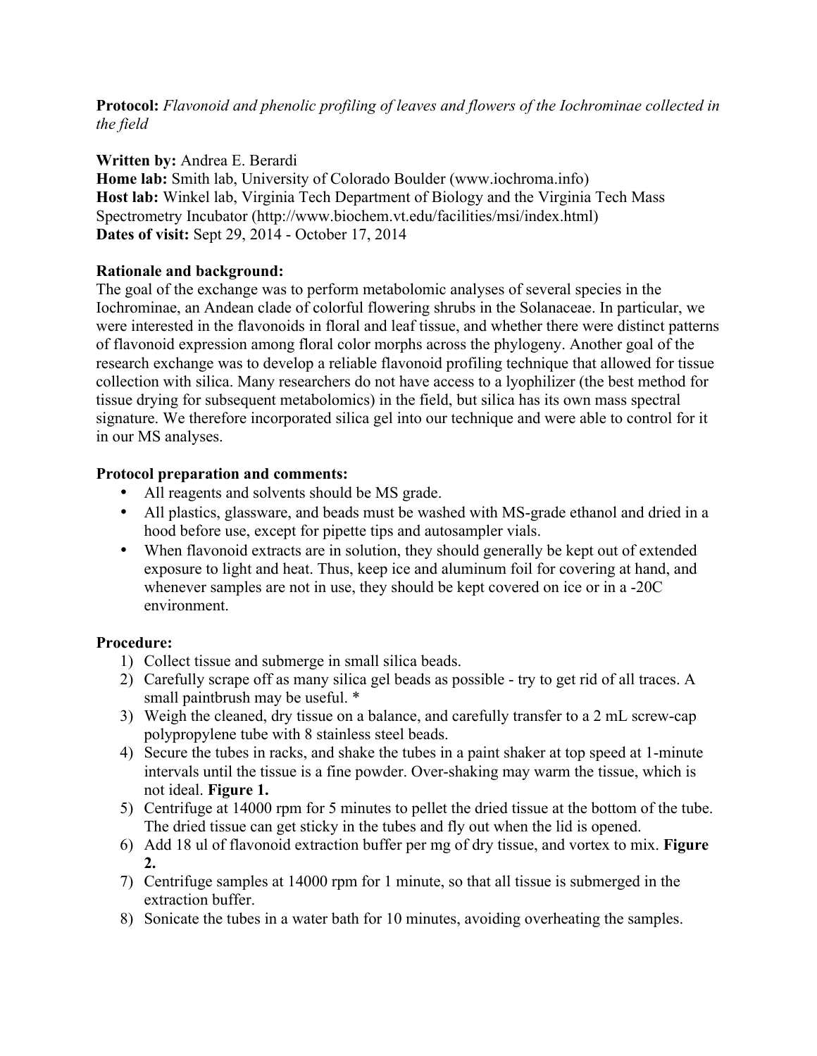**Protocol:** *Flavonoid and phenolic profiling of leaves and flowers of the Iochrominae collected in the field*

**Written by:** Andrea E. Berardi
**Home lab:** Smith lab, University of Colorado Boulder (www.iochroma.info)
**Host lab:** Winkel lab, Virginia Tech Department of Biology and the Virginia Tech Mass Spectrometry Incubator (http://www.biochem.vt.edu/facilities/msi/index.html)
**Dates of visit:** Sept 29, 2014 - October 17, 2014

**Rationale and background:**
The goal of the exchange was to perform metabolomic analyses of several species in the Iochrominae, an Andean clade of colorful flowering shrubs in the Solanaceae. In particular, we were interested in the flavonoids in floral and leaf tissue, and whether there were distinct patterns of flavonoid expression among floral color morphs across the phylogeny. Another goal of the research exchange was to develop a reliable flavonoid profiling technique that allowed for tissue collection with silica. Many researchers do not have access to a lyophilizer (the best method for tissue drying for subsequent metabolomics) in the field, but silica has its own mass spectral signature. We therefore incorporated silica gel into our technique and were able to control for it in our MS analyses.

**Protocol preparation and comments:**

- All reagents and solvents should be MS grade.
- All plastics, glassware, and beads must be washed with MS-grade ethanol and dried in a hood before use, except for pipette tips and autosampler vials.
- When flavonoid extracts are in solution, they should generally be kept out of extended exposure to light and heat. Thus, keep ice and aluminum foil for covering at hand, and whenever samples are not in use, they should be kept covered on ice or in a -20C environment.

**Procedure:**

1) Collect tissue and submerge in small silica beads.
2) Carefully scrape off as many silica gel beads as possible - try to get rid of all traces. A small paintbrush may be useful. *
3) Weigh the cleaned, dry tissue on a balance, and carefully transfer to a 2 mL screw-cap polypropylene tube with 8 stainless steel beads.
4) Secure the tubes in racks, and shake the tubes in a paint shaker at top speed at 1-minute intervals until the tissue is a fine powder. Over-shaking may warm the tissue, which is not ideal. **Figure 1.**
5) Centrifuge at 14000 rpm for 5 minutes to pellet the dried tissue at the bottom of the tube. The dried tissue can get sticky in the tubes and fly out when the lid is opened.
6) Add 18 ul of flavonoid extraction buffer per mg of dry tissue, and vortex to mix. **Figure 2.**
7) Centrifuge samples at 14000 rpm for 1 minute, so that all tissue is submerged in the extraction buffer.
8) Sonicate the tubes in a water bath for 10 minutes, avoiding overheating the samples.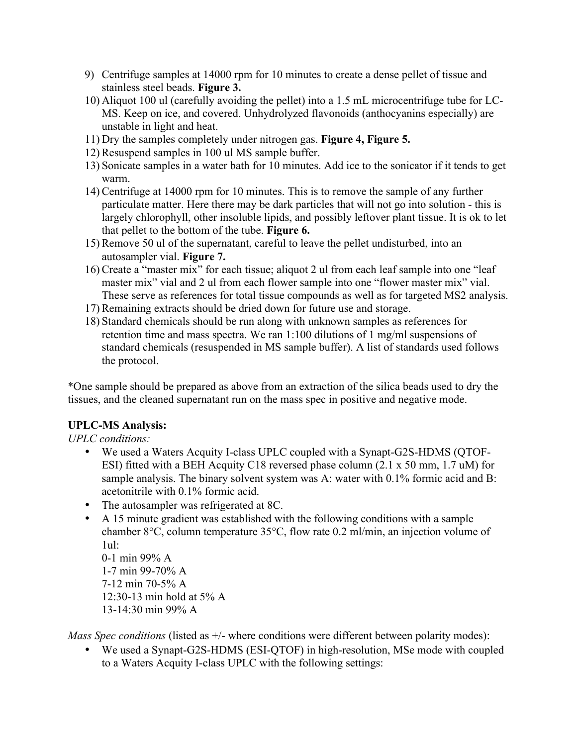9) Centrifuge samples at 14000 rpm for 10 minutes to create a dense pellet of tissue and stainless steel beads. **Figure 3.**
10) Aliquot 100 ul (carefully avoiding the pellet) into a 1.5 mL microcentrifuge tube for LC-MS. Keep on ice, and covered. Unhydrolyzed flavonoids (anthocyanins especially) are unstable in light and heat.
11) Dry the samples completely under nitrogen gas. **Figure 4, Figure 5.**
12) Resuspend samples in 100 ul MS sample buffer.
13) Sonicate samples in a water bath for 10 minutes. Add ice to the sonicator if it tends to get warm.
14) Centrifuge at 14000 rpm for 10 minutes. This is to remove the sample of any further particulate matter. Here there may be dark particles that will not go into solution - this is largely chlorophyll, other insoluble lipids, and possibly leftover plant tissue. It is ok to let that pellet to the bottom of the tube. **Figure 6.**
15) Remove 50 ul of the supernatant, careful to leave the pellet undisturbed, into an autosampler vial. **Figure 7.**
16) Create a "master mix" for each tissue; aliquot 2 ul from each leaf sample into one "leaf master mix" vial and 2 ul from each flower sample into one "flower master mix" vial. These serve as references for total tissue compounds as well as for targeted MS2 analysis.
17) Remaining extracts should be dried down for future use and storage.
18) Standard chemicals should be run along with unknown samples as references for retention time and mass spectra. We ran 1:100 dilutions of 1 mg/ml suspensions of standard chemicals (resuspended in MS sample buffer). A list of standards used follows the protocol.

*One sample should be prepared as above from an extraction of the silica beads used to dry the tissues, and the cleaned supernatant run on the mass spec in positive and negative mode.

**UPLC-MS Analysis:**

*UPLC conditions:*

- We used a Waters Acquity I-class UPLC coupled with a Synapt-G2S-HDMS (QTOF-ESI) fitted with a BEH Acquity C18 reversed phase column (2.1 x 50 mm, 1.7 uM) for sample analysis. The binary solvent system was A: water with 0.1% formic acid and B: acetonitrile with 0.1% formic acid.
- The autosampler was refrigerated at 8C.
- A 15 minute gradient was established with the following conditions with a sample chamber 8°C, column temperature 35°C, flow rate 0.2 ml/min, an injection volume of 1ul:
  0-1 min 99% A
  1-7 min 99-70% A
  7-12 min 70-5% A
  12:30-13 min hold at 5% A
  13-14:30 min 99% A

*Mass Spec conditions* (listed as +/- where conditions were different between polarity modes):

- We used a Synapt-G2S-HDMS (ESI-QTOF) in high-resolution, MSe mode with coupled to a Waters Acquity I-class UPLC with the following settings: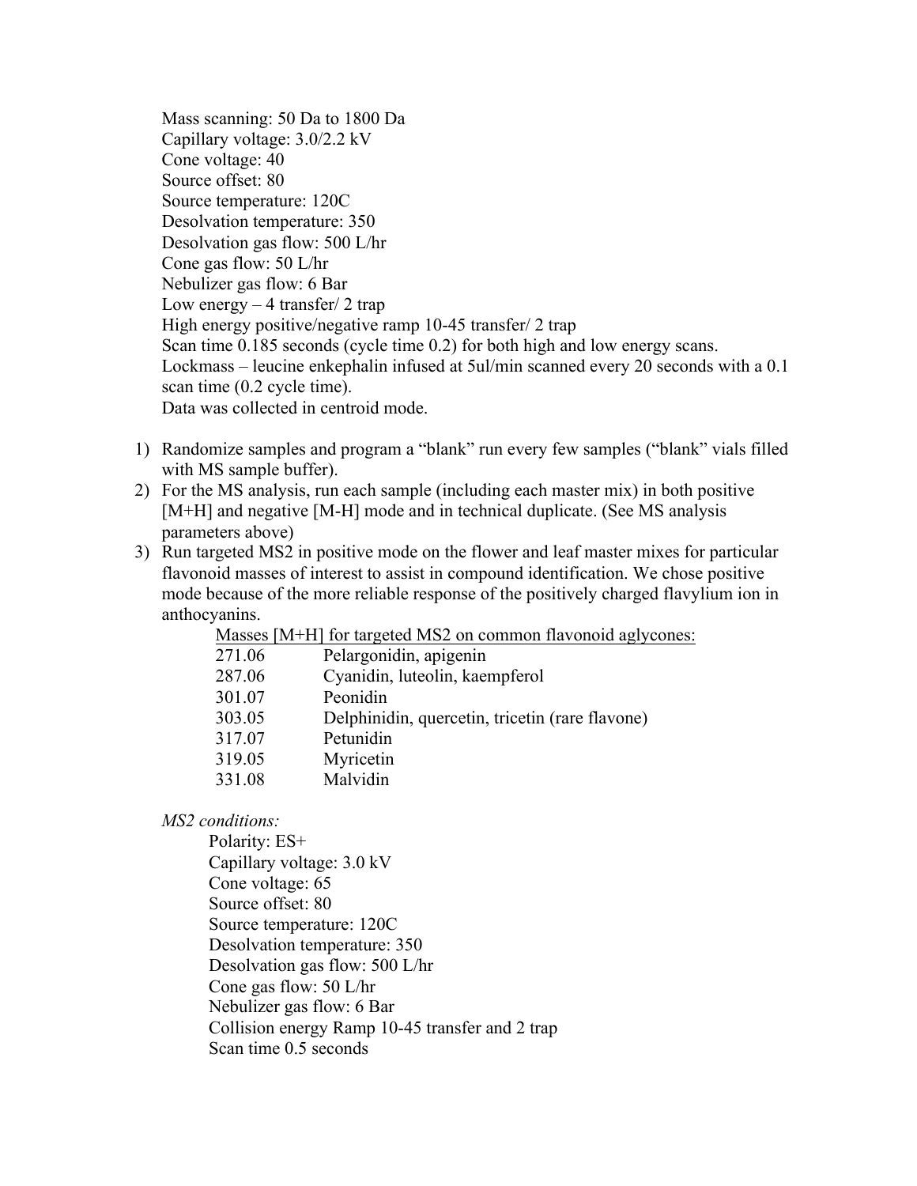Mass scanning: 50 Da to 1800 Da
Capillary voltage: 3.0/2.2 kV
Cone voltage: 40
Source offset: 80
Source temperature: 120C
Desolvation temperature: 350
Desolvation gas flow: 500 L/hr
Cone gas flow: 50 L/hr
Nebulizer gas flow: 6 Bar
Low energy – 4 transfer/ 2 trap
High energy positive/negative ramp 10-45 transfer/ 2 trap
Scan time 0.185 seconds (cycle time 0.2) for both high and low energy scans.
Lockmass – leucine enkephalin infused at 5ul/min scanned every 20 seconds with a 0.1 scan time (0.2 cycle time).
Data was collected in centroid mode.

1) Randomize samples and program a "blank" run every few samples ("blank" vials filled with MS sample buffer).
2) For the MS analysis, run each sample (including each master mix) in both positive [M+H] and negative [M-H] mode and in technical duplicate. (See MS analysis parameters above)
3) Run targeted MS2 in positive mode on the flower and leaf master mixes for particular flavonoid masses of interest to assist in compound identification. We chose positive mode because of the more reliable response of the positively charged flavylium ion in anthocyanins.

   Masses [M+H] for targeted MS2 on common flavonoid aglycones:

| Mass | Compound |
|---|---|
| 271.06 | Pelargonidin, apigenin |
| 287.06 | Cyanidin, luteolin, kaempferol |
| 301.07 | Peonidin |
| 303.05 | Delphinidin, quercetin, tricetin (rare flavone) |
| 317.07 | Petunidin |
| 319.05 | Myricetin |
| 331.08 | Malvidin |

*MS2 conditions:*

Polarity: ES+
Capillary voltage: 3.0 kV
Cone voltage: 65
Source offset: 80
Source temperature: 120C
Desolvation temperature: 350
Desolvation gas flow: 500 L/hr
Cone gas flow: 50 L/hr
Nebulizer gas flow: 6 Bar
Collision energy Ramp 10-45 transfer and 2 trap
Scan time 0.5 seconds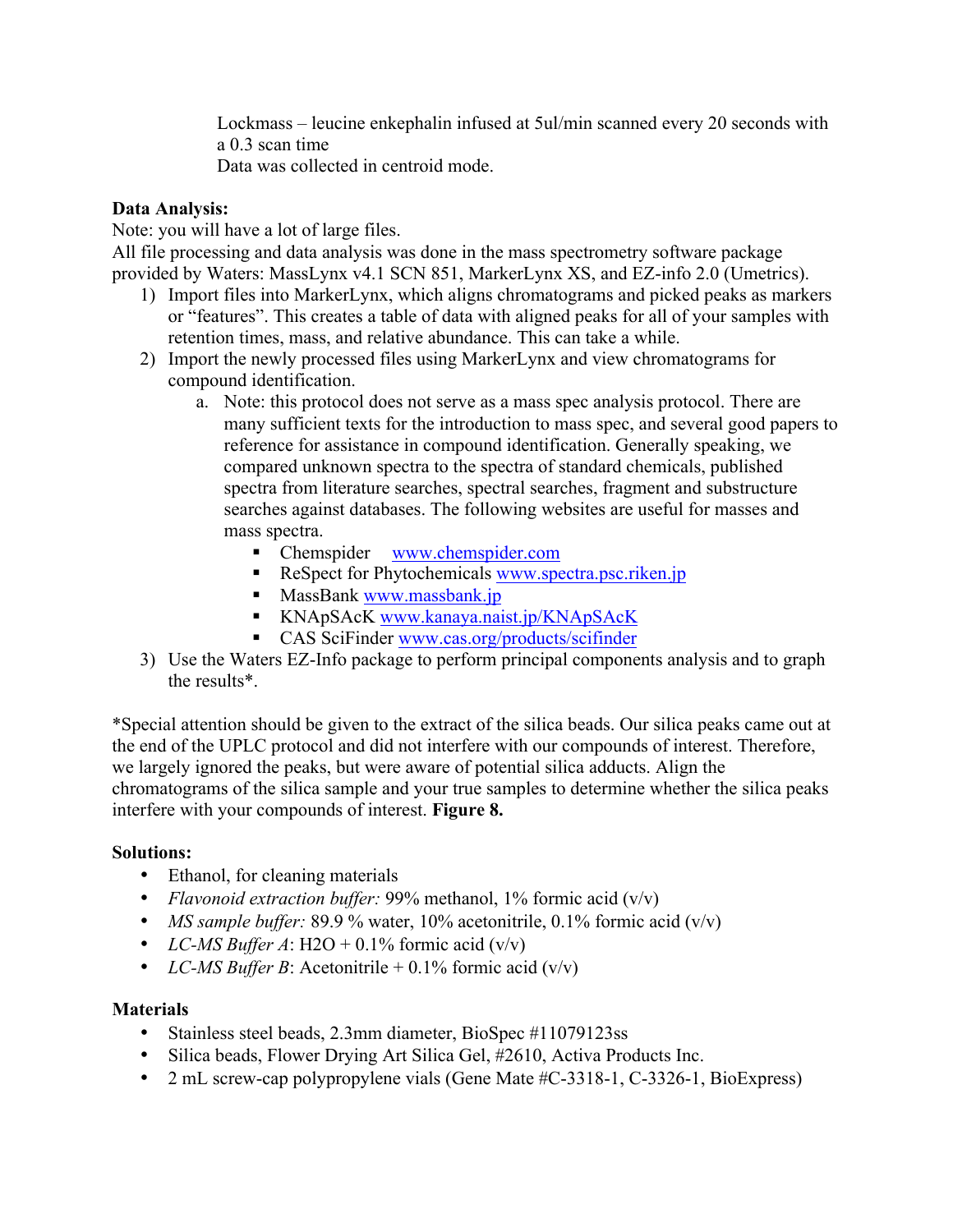Lockmass – leucine enkephalin infused at 5ul/min scanned every 20 seconds with a 0.3 scan time
Data was collected in centroid mode.

**Data Analysis:**
Note: you will have a lot of large files.
All file processing and data analysis was done in the mass spectrometry software package provided by Waters: MassLynx v4.1 SCN 851, MarkerLynx XS, and EZ-info 2.0 (Umetrics).

1) Import files into MarkerLynx, which aligns chromatograms and picked peaks as markers or "features". This creates a table of data with aligned peaks for all of your samples with retention times, mass, and relative abundance. This can take a while.
2) Import the newly processed files using MarkerLynx and view chromatograms for compound identification.
    a. Note: this protocol does not serve as a mass spec analysis protocol. There are many sufficient texts for the introduction to mass spec, and several good papers to reference for assistance in compound identification. Generally speaking, we compared unknown spectra to the spectra of standard chemicals, published spectra from literature searches, spectral searches, fragment and substructure searches against databases. The following websites are useful for masses and mass spectra.
        - Chemspider www.chemspider.com
        - ReSpect for Phytochemicals www.spectra.psc.riken.jp
        - MassBank www.massbank.jp
        - KNApSAcK www.kanaya.naist.jp/KNApSAcK
        - CAS SciFinder www.cas.org/products/scifinder
3) Use the Waters EZ-Info package to perform principal components analysis and to graph the results*.

*Special attention should be given to the extract of the silica beads. Our silica peaks came out at the end of the UPLC protocol and did not interfere with our compounds of interest. Therefore, we largely ignored the peaks, but were aware of potential silica adducts. Align the chromatograms of the silica sample and your true samples to determine whether the silica peaks interfere with your compounds of interest. **Figure 8.**

**Solutions:**

- Ethanol, for cleaning materials
- *Flavonoid extraction buffer:* 99% methanol, 1% formic acid (v/v)
- *MS sample buffer:* 89.9 % water, 10% acetonitrile, 0.1% formic acid (v/v)
- *LC-MS Buffer A*: $H_2O$ + 0.1% formic acid (v/v)
- *LC-MS Buffer B*: Acetonitrile + 0.1% formic acid (v/v)

**Materials**

- Stainless steel beads, 2.3mm diameter, BioSpec #11079123ss
- Silica beads, Flower Drying Art Silica Gel, #2610, Activa Products Inc.
- 2 mL screw-cap polypropylene vials (Gene Mate #C-3318-1, C-3326-1, BioExpress)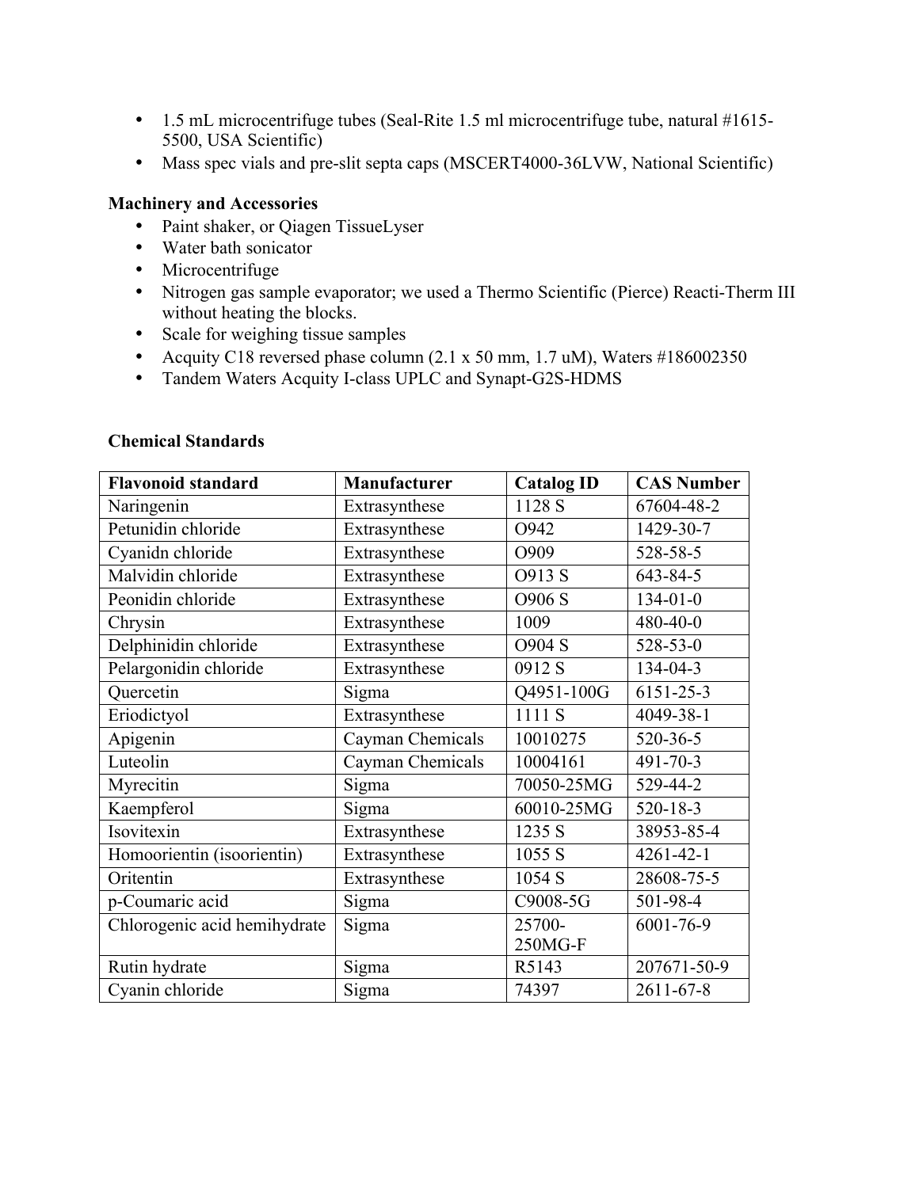- 1.5 mL microcentrifuge tubes (Seal-Rite 1.5 ml microcentrifuge tube, natural #1615-5500, USA Scientific)
- Mass spec vials and pre-slit septa caps (MSCERT4000-36LVW, National Scientific)

**Machinery and Accessories**

- Paint shaker, or Qiagen TissueLyser
- Water bath sonicator
- Microcentrifuge
- Nitrogen gas sample evaporator; we used a Thermo Scientific (Pierce) Reacti-Therm III without heating the blocks.
- Scale for weighing tissue samples
- Acquity C18 reversed phase column (2.1 x 50 mm, 1.7 uM), Waters #186002350
- Tandem Waters Acquity I-class UPLC and Synapt-G2S-HDMS

**Chemical Standards**

| Flavonoid standard | Manufacturer | Catalog ID | CAS Number |
|---|---|---|---|
| Naringenin | Extrasynthese | 1128 S | 67604-48-2 |
| Petunidin chloride | Extrasynthese | O942 | 1429-30-7 |
| Cyanidn chloride | Extrasynthese | O909 | 528-58-5 |
| Malvidin chloride | Extrasynthese | O913 S | 643-84-5 |
| Peonidin chloride | Extrasynthese | O906 S | 134-01-0 |
| Chrysin | Extrasynthese | 1009 | 480-40-0 |
| Delphinidin chloride | Extrasynthese | O904 S | 528-53-0 |
| Pelargonidin chloride | Extrasynthese | 0912 S | 134-04-3 |
| Quercetin | Sigma | Q4951-100G | 6151-25-3 |
| Eriodictyol | Extrasynthese | 1111 S | 4049-38-1 |
| Apigenin | Cayman Chemicals | 10010275 | 520-36-5 |
| Luteolin | Cayman Chemicals | 10004161 | 491-70-3 |
| Myrecitin | Sigma | 70050-25MG | 529-44-2 |
| Kaempferol | Sigma | 60010-25MG | 520-18-3 |
| Isovitexin | Extrasynthese | 1235 S | 38953-85-4 |
| Homoorientin (isoorientin) | Extrasynthese | 1055 S | 4261-42-1 |
| Oritentin | Extrasynthese | 1054 S | 28608-75-5 |
| p-Coumaric acid | Sigma | C9008-5G | 501-98-4 |
| Chlorogenic acid hemihydrate | Sigma | 25700-250MG-F | 6001-76-9 |
| Rutin hydrate | Sigma | R5143 | 207671-50-9 |
| Cyanin chloride | Sigma | 74397 | 2611-67-8 |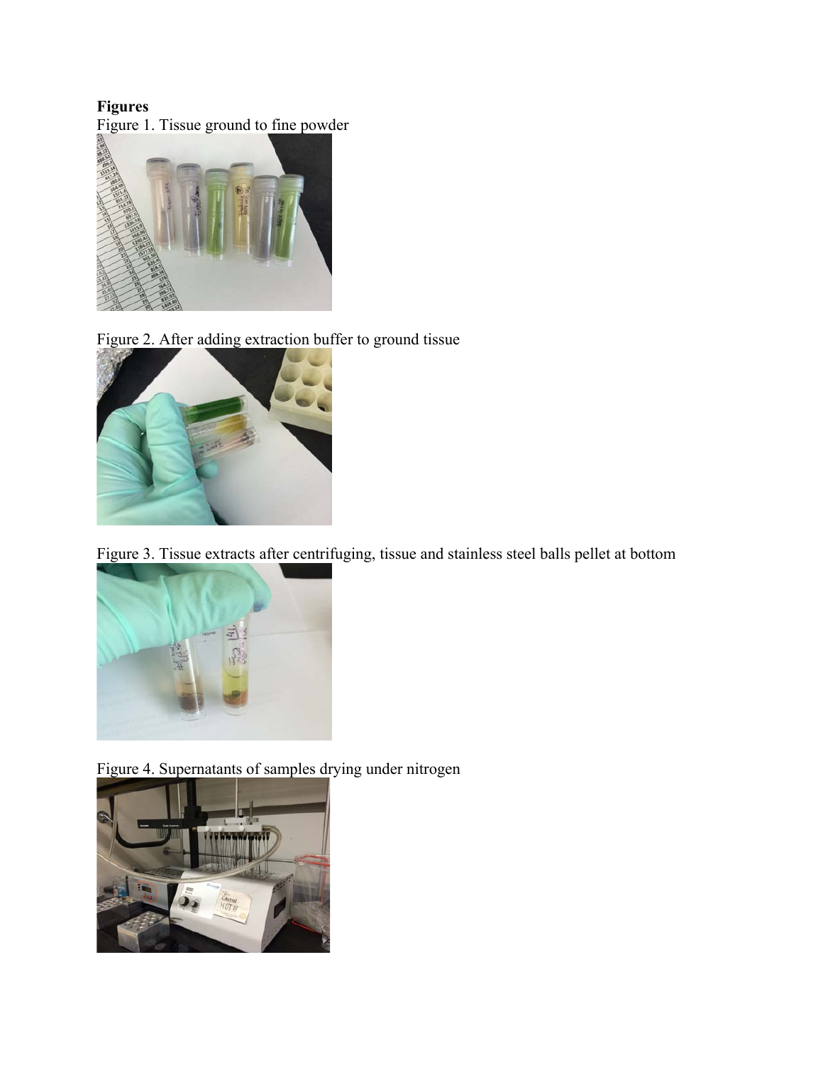**Figures**

Figure 1. Tissue ground to fine powder

Figure 2. After adding extraction buffer to ground tissue

Figure 3. Tissue extracts after centrifuging, tissue and stainless steel balls pellet at bottom

Figure 4. Supernatants of samples drying under nitrogen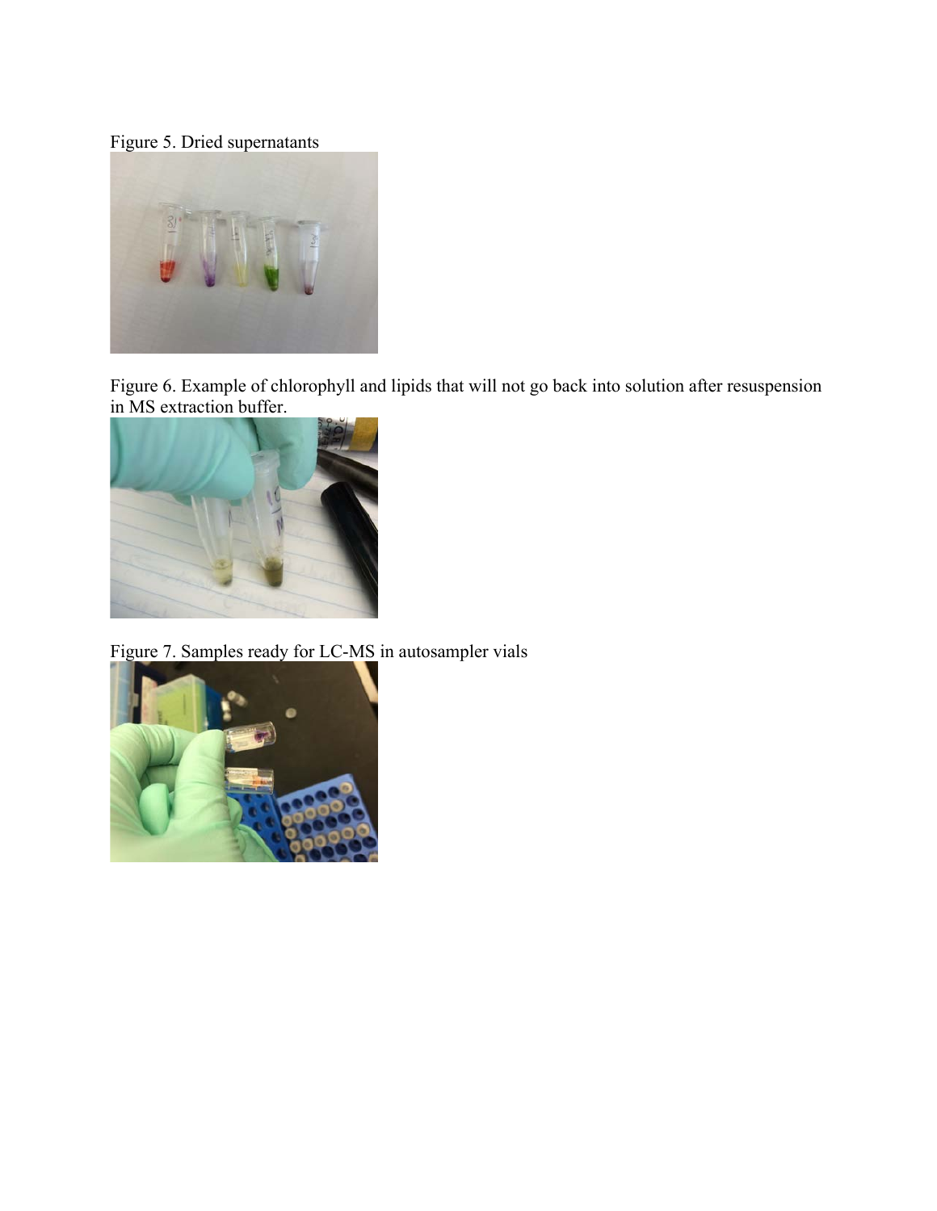Figure 5. Dried supernatants

Figure 6. Example of chlorophyll and lipids that will not go back into solution after resuspension in MS extraction buffer.

Figure 7. Samples ready for LC-MS in autosampler vials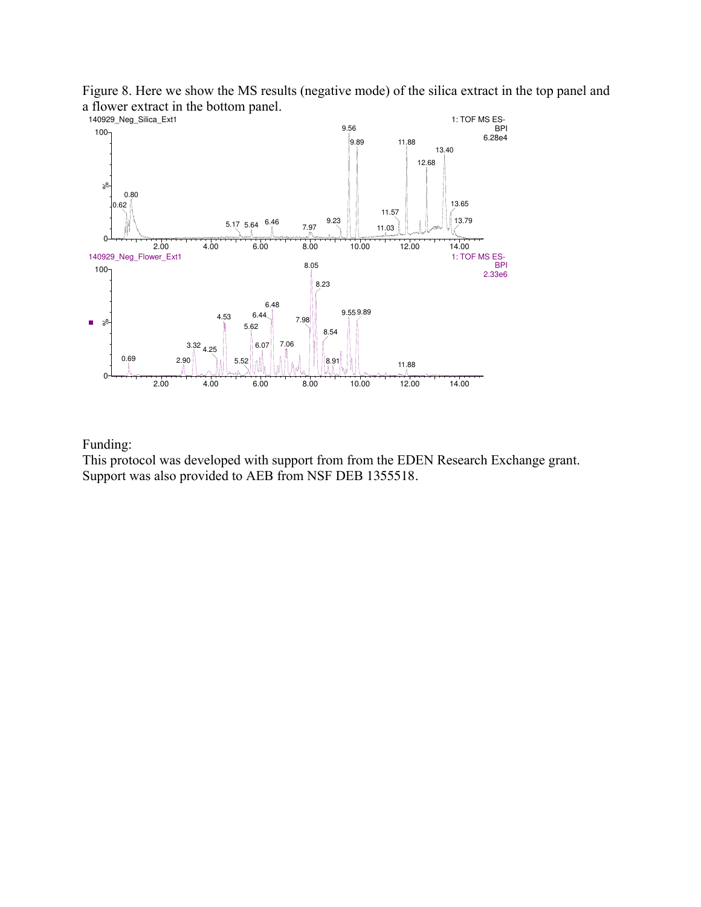Figure 8. Here we show the MS results (negative mode) of the silica extract in the top panel and a flower extract in the bottom panel.

140929_Neg_Silica_Ext1

1: TOF MS ES-
BPI
6.28e4

100
%
0

0.62
0.80
5.17
5.64
6.46
7.97
9.23
9.56
9.89
11.03
11.57
11.88
12.68
13.40
13.65
13.79

2.00
4.00
6.00
8.00
10.00
12.00
14.00

140929_Neg_Flower_Ext1

1: TOF MS ES-
BPI
2.33e6

100
%
0

0.69
2.90
3.32
4.25
4.53
5.52
5.62
6.07
6.44
6.48
7.06
7.98
8.05
8.23
8.54
8.91
9.55
9.89
11.88

2.00
4.00
6.00
8.00
10.00
12.00
14.00

Funding:
This protocol was developed with support from from the EDEN Research Exchange grant. Support was also provided to AEB from NSF DEB 1355518.